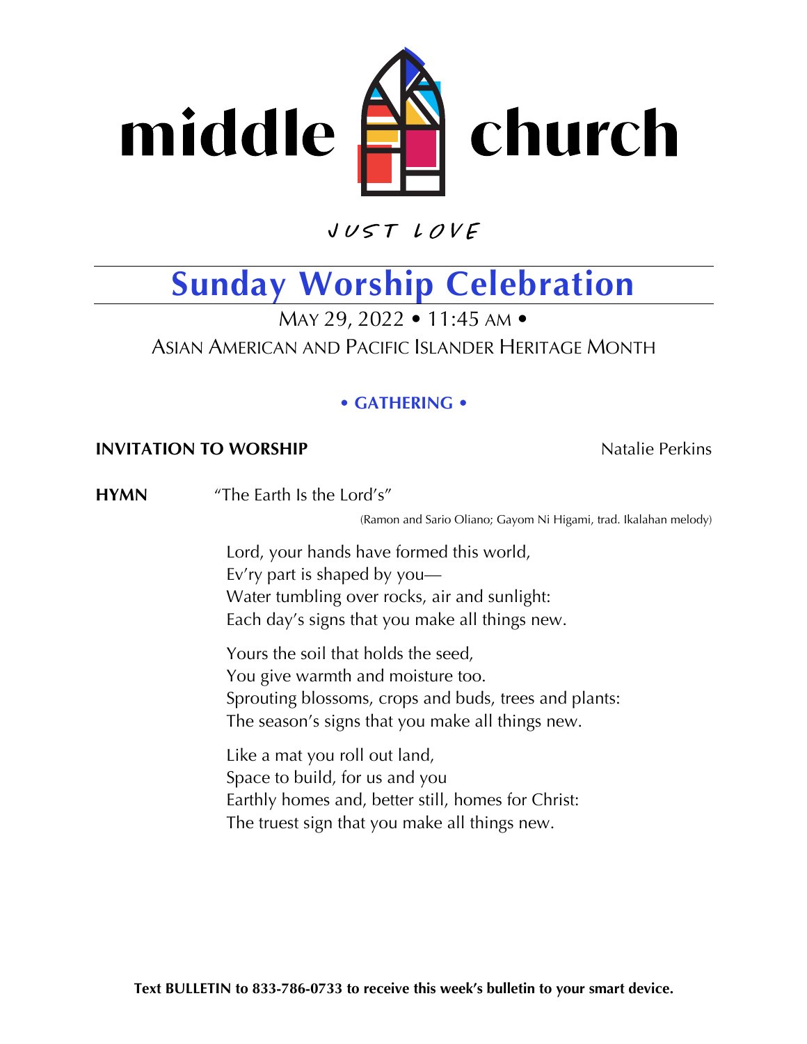# middle church

JUST LOVE

## Sunday Worship Celebration

MAY 29, 2022 • 11:45 AM •

ASIAN AMERICAN AND PACIFIC ISLANDER HERITAGE MONTH

### • GATHERING •

**INVITATION TO WORSHIP** Natalie Perkins

**HYMN** "The Earth Is the Lord's"

(Ramon and Sario Oliano; Gayom Ni Higami, trad. Ikalahan melody)

Lord, your hands have formed this world,
Ev'ry part is shaped by you—
Water tumbling over rocks, air and sunlight:
Each day's signs that you make all things new.

Yours the soil that holds the seed,
You give warmth and moisture too.
Sprouting blossoms, crops and buds, trees and plants:
The season's signs that you make all things new.

Like a mat you roll out land,
Space to build, for us and you
Earthly homes and, better still, homes for Christ:
The truest sign that you make all things new.

**Text BULLETIN to 833-786-0733 to receive this week's bulletin to your smart device.**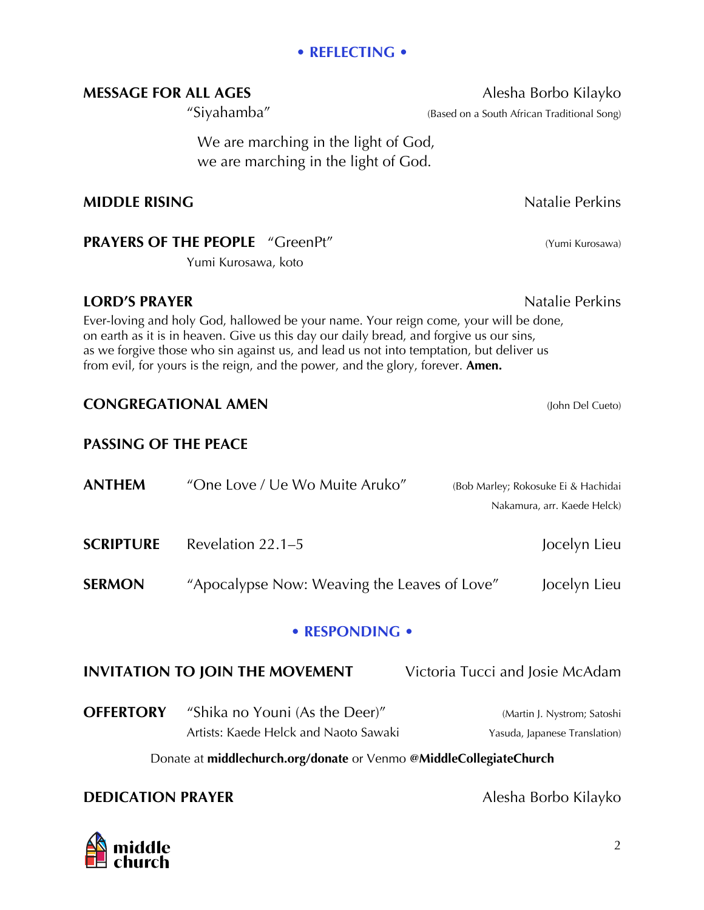## • REFLECTING •

**MESSAGE FOR ALL AGES** Alesha Borbo Kilayko

"Siyahamba" (Based on a South African Traditional Song)

We are marching in the light of God,
we are marching in the light of God.

**MIDDLE RISING** Natalie Perkins

**PRAYERS OF THE PEOPLE** "GreenPt" (Yumi Kurosawa)

Yumi Kurosawa, koto

**LORD'S PRAYER** Natalie Perkins

Ever-loving and holy God, hallowed be your name. Your reign come, your will be done, on earth as it is in heaven. Give us this day our daily bread, and forgive us our sins, as we forgive those who sin against us, and lead us not into temptation, but deliver us from evil, for yours is the reign, and the power, and the glory, forever. **Amen.**

**CONGREGATIONAL AMEN** (John Del Cueto)

**PASSING OF THE PEACE**

**ANTHEM** "One Love / Ue Wo Muite Aruko" (Bob Marley; Rokosuke Ei & Hachidai Nakamura, arr. Kaede Helck)

**SCRIPTURE** Revelation 22.1–5 Jocelyn Lieu

**SERMON** "Apocalypse Now: Weaving the Leaves of Love" Jocelyn Lieu

## • RESPONDING •

**INVITATION TO JOIN THE MOVEMENT** Victoria Tucci and Josie McAdam

**OFFERTORY** "Shika no Youni (As the Deer)" (Martin J. Nystrom; Satoshi Yasuda, Japanese Translation)

Artists: Kaede Helck and Naoto Sawaki

Donate at **middlechurch.org/donate** or Venmo **@MiddleCollegiateChurch**

**DEDICATION PRAYER** Alesha Borbo Kilayko

middle church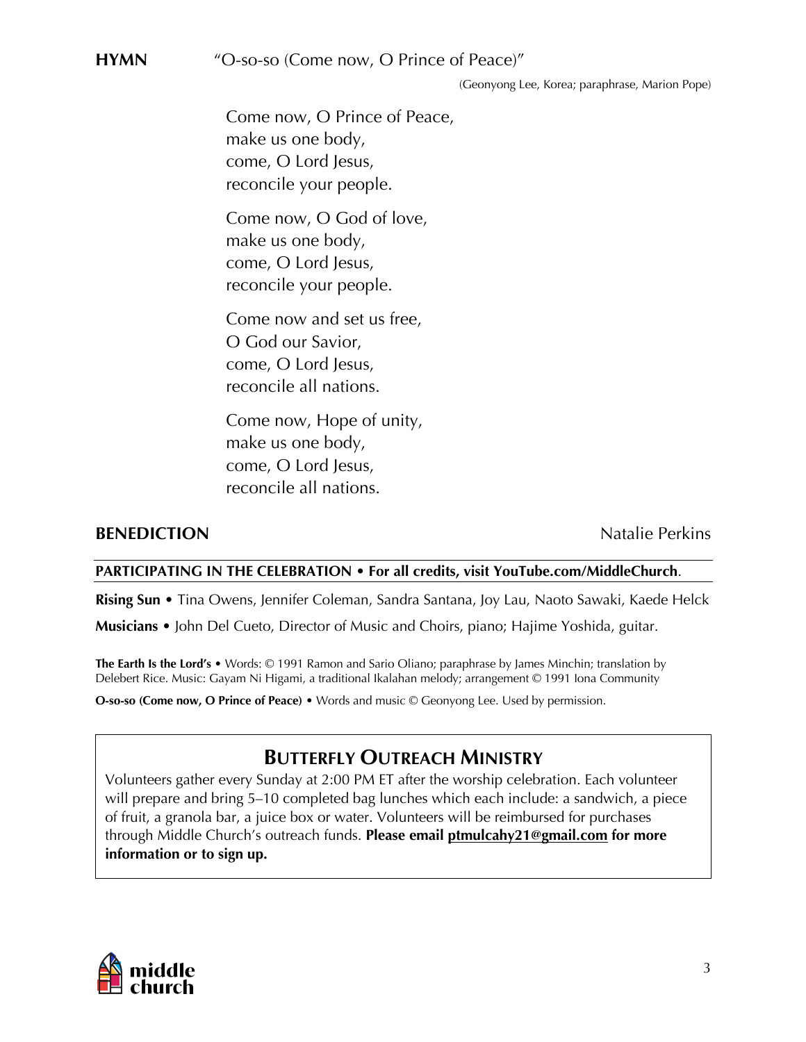**HYMN** "O-so-so (Come now, O Prince of Peace)"

(Geonyong Lee, Korea; paraphrase, Marion Pope)

Come now, O Prince of Peace,
make us one body,
come, O Lord Jesus,
reconcile your people.

Come now, O God of love,
make us one body,
come, O Lord Jesus,
reconcile your people.

Come now and set us free,
O God our Savior,
come, O Lord Jesus,
reconcile all nations.

Come now, Hope of unity,
make us one body,
come, O Lord Jesus,
reconcile all nations.

**BENEDICTION** Natalie Perkins

**PARTICIPATING IN THE CELEBRATION • For all credits, visit YouTube.com/MiddleChurch**.

**Rising Sun** • Tina Owens, Jennifer Coleman, Sandra Santana, Joy Lau, Naoto Sawaki, Kaede Helck

**Musicians** • John Del Cueto, Director of Music and Choirs, piano; Hajime Yoshida, guitar.

**The Earth Is the Lord's** • Words: © 1991 Ramon and Sario Oliano; paraphrase by James Minchin; translation by Delebert Rice. Music: Gayam Ni Higami, a traditional Ikalahan melody; arrangement © 1991 Iona Community

**O-so-so (Come now, O Prince of Peace)** • Words and music © Geonyong Lee. Used by permission.

## BUTTERFLY OUTREACH MINISTRY

Volunteers gather every Sunday at 2:00 PM ET after the worship celebration. Each volunteer will prepare and bring 5–10 completed bag lunches which each include: a sandwich, a piece of fruit, a granola bar, a juice box or water. Volunteers will be reimbursed for purchases through Middle Church's outreach funds. **Please email ptmulcahy21@gmail.com for more information or to sign up.**

middle church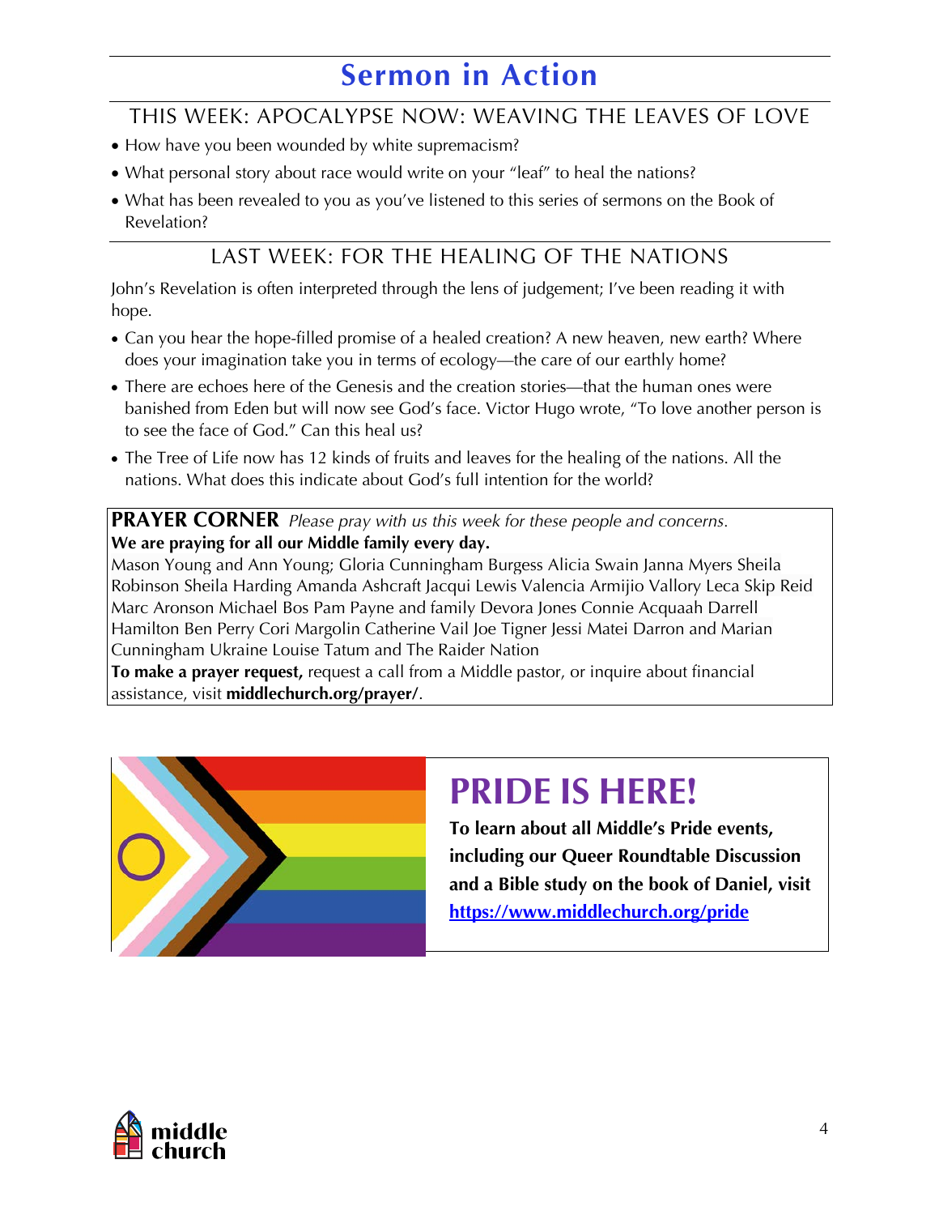# Sermon in Action

## THIS WEEK: APOCALYPSE NOW: WEAVING THE LEAVES OF LOVE

- How have you been wounded by white supremacism?
- What personal story about race would write on your "leaf" to heal the nations?
- What has been revealed to you as you've listened to this series of sermons on the Book of Revelation?

## LAST WEEK: FOR THE HEALING OF THE NATIONS

John's Revelation is often interpreted through the lens of judgement; I've been reading it with hope.

- Can you hear the hope-filled promise of a healed creation? A new heaven, new earth? Where does your imagination take you in terms of ecology—the care of our earthly home?
- There are echoes here of the Genesis and the creation stories—that the human ones were banished from Eden but will now see God's face. Victor Hugo wrote, "To love another person is to see the face of God." Can this heal us?
- The Tree of Life now has 12 kinds of fruits and leaves for the healing of the nations. All the nations. What does this indicate about God's full intention for the world?

**PRAYER CORNER** *Please pray with us this week for these people and concerns.*

**We are praying for all our Middle family every day.**

Mason Young and Ann Young; Gloria Cunningham Burgess Alicia Swain Janna Myers Sheila Robinson Sheila Harding Amanda Ashcraft Jacqui Lewis Valencia Armijio Vallory Leca Skip Reid Marc Aronson Michael Bos Pam Payne and family Devora Jones Connie Acquaah Darrell Hamilton Ben Perry Cori Margolin Catherine Vail Joe Tigner Jessi Matei Darron and Marian Cunningham Ukraine Louise Tatum and The Raider Nation

**To make a prayer request,** request a call from a Middle pastor, or inquire about financial assistance, visit **middlechurch.org/prayer/**.

# PRIDE IS HERE!

**To learn about all Middle's Pride events, including our Queer Roundtable Discussion and a Bible study on the book of Daniel, visit https://www.middlechurch.org/pride**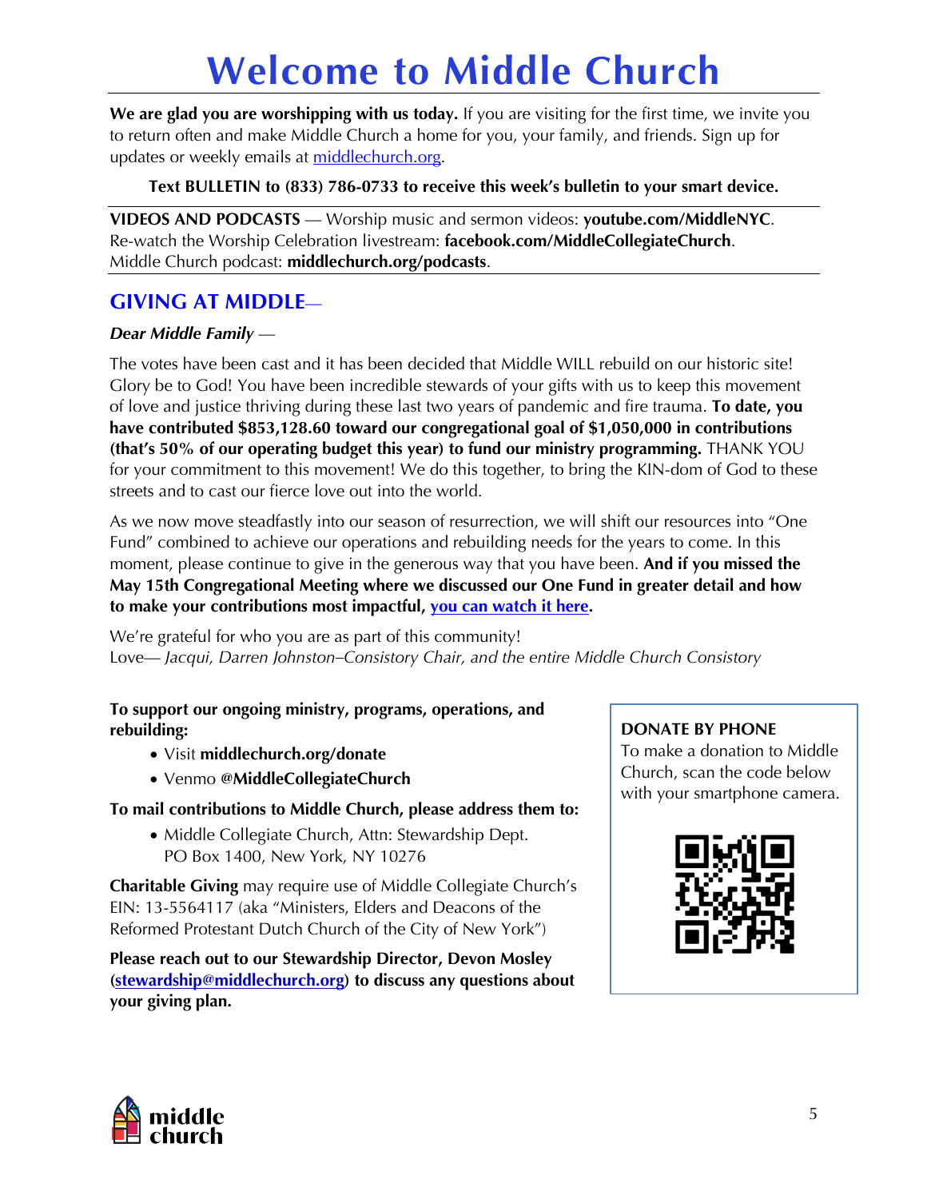# Welcome to Middle Church

**We are glad you are worshipping with us today.** If you are visiting for the first time, we invite you to return often and make Middle Church a home for you, your family, and friends. Sign up for updates or weekly emails at middlechurch.org.

**Text BULLETIN to (833) 786-0733 to receive this week's bulletin to your smart device.**

**VIDEOS AND PODCASTS** — Worship music and sermon videos: **youtube.com/MiddleNYC**.
Re-watch the Worship Celebration livestream: **facebook.com/MiddleCollegiateChurch**.
Middle Church podcast: **middlechurch.org/podcasts**.

## GIVING AT MIDDLE—

***Dear Middle Family*** —

The votes have been cast and it has been decided that Middle WILL rebuild on our historic site! Glory be to God! You have been incredible stewards of your gifts with us to keep this movement of love and justice thriving during these last two years of pandemic and fire trauma. **To date, you have contributed $853,128.60 toward our congregational goal of $1,050,000 in contributions (that's 50% of our operating budget this year) to fund our ministry programming.** THANK YOU for your commitment to this movement! We do this together, to bring the KIN-dom of God to these streets and to cast our fierce love out into the world.

As we now move steadfastly into our season of resurrection, we will shift our resources into "One Fund" combined to achieve our operations and rebuilding needs for the years to come. In this moment, please continue to give in the generous way that you have been. **And if you missed the May 15th Congregational Meeting where we discussed our One Fund in greater detail and how to make your contributions most impactful, you can watch it here.**

We're grateful for who you are as part of this community!
Love— *Jacqui, Darren Johnston–Consistory Chair, and the entire Middle Church Consistory*

**To support our ongoing ministry, programs, operations, and rebuilding:**

- Visit **middlechurch.org/donate**
- Venmo **@MiddleCollegiateChurch**

**To mail contributions to Middle Church, please address them to:**

- Middle Collegiate Church, Attn: Stewardship Dept.
  PO Box 1400, New York, NY 10276

**Charitable Giving** may require use of Middle Collegiate Church's EIN: 13-5564117 (aka "Ministers, Elders and Deacons of the Reformed Protestant Dutch Church of the City of New York")

**Please reach out to our Stewardship Director, Devon Mosley (stewardship@middlechurch.org) to discuss any questions about your giving plan.**

**DONATE BY PHONE**
To make a donation to Middle Church, scan the code below with your smartphone camera.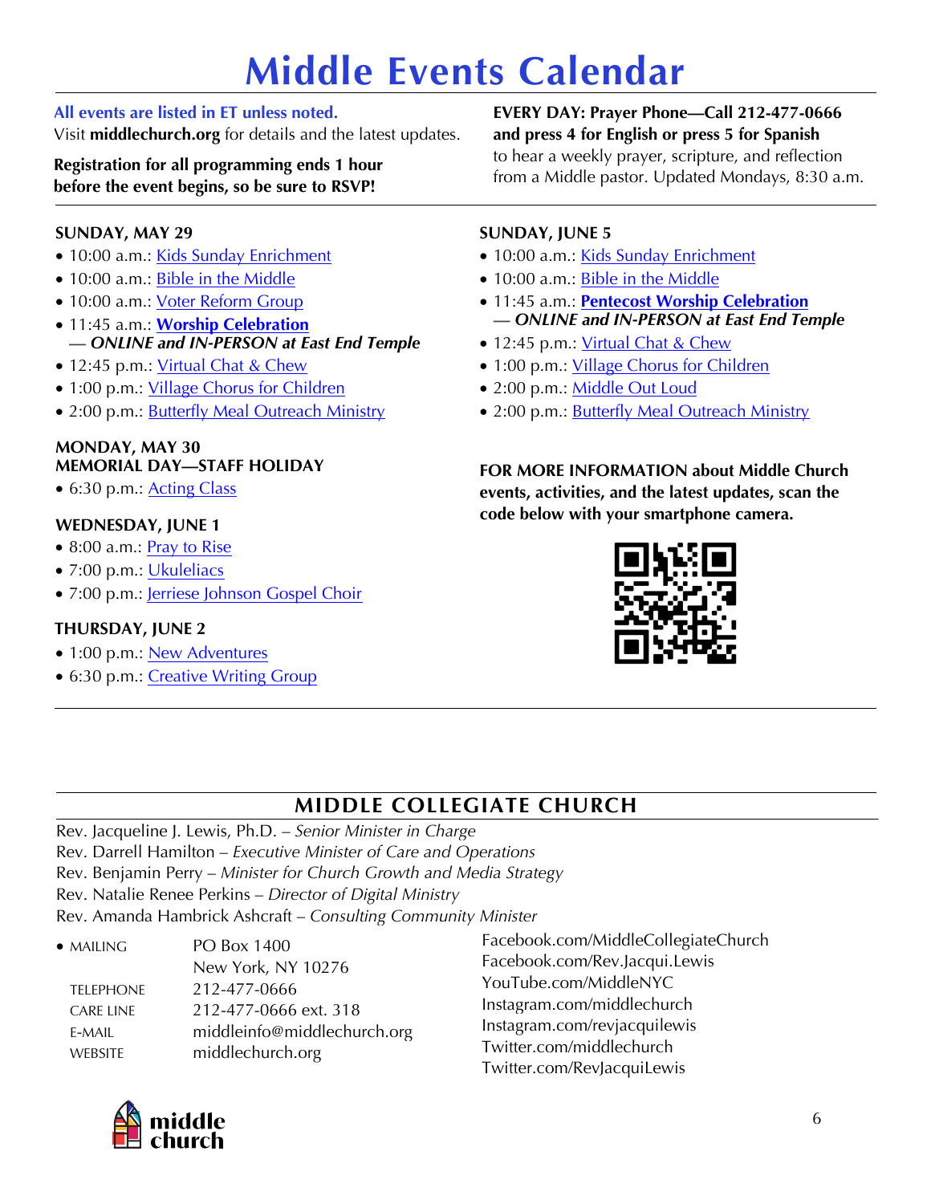# Middle Events Calendar

**All events are listed in ET unless noted.**
Visit **middlechurch.org** for details and the latest updates.

**Registration for all programming ends 1 hour before the event begins, so be sure to RSVP!**

**EVERY DAY: Prayer Phone—Call 212-477-0666 and press 4 for English or press 5 for Spanish** to hear a weekly prayer, scripture, and reflection from a Middle pastor. Updated Mondays, 8:30 a.m.

**SUNDAY, MAY 29**

- 10:00 a.m.: Kids Sunday Enrichment
- 10:00 a.m.: Bible in the Middle
- 10:00 a.m.: Voter Reform Group
- 11:45 a.m.: **Worship Celebration** — ***ONLINE and IN-PERSON at East End Temple***
- 12:45 p.m.: Virtual Chat & Chew
- 1:00 p.m.: Village Chorus for Children
- 2:00 p.m.: Butterfly Meal Outreach Ministry

**MONDAY, MAY 30**
**MEMORIAL DAY—STAFF HOLIDAY**

- 6:30 p.m.: Acting Class

**WEDNESDAY, JUNE 1**

- 8:00 a.m.: Pray to Rise
- 7:00 p.m.: Ukuleliacs
- 7:00 p.m.: Jerriese Johnson Gospel Choir

**THURSDAY, JUNE 2**

- 1:00 p.m.: New Adventures
- 6:30 p.m.: Creative Writing Group

**SUNDAY, JUNE 5**

- 10:00 a.m.: Kids Sunday Enrichment
- 10:00 a.m.: Bible in the Middle
- 11:45 a.m.: **Pentecost Worship Celebration** — ***ONLINE and IN-PERSON at East End Temple***
- 12:45 p.m.: Virtual Chat & Chew
- 1:00 p.m.: Village Chorus for Children
- 2:00 p.m.: Middle Out Loud
- 2:00 p.m.: Butterfly Meal Outreach Ministry

**FOR MORE INFORMATION about Middle Church events, activities, and the latest updates, scan the code below with your smartphone camera.**

## MIDDLE COLLEGIATE CHURCH

Rev. Jacqueline J. Lewis, Ph.D. – *Senior Minister in Charge*
Rev. Darrell Hamilton – *Executive Minister of Care and Operations*
Rev. Benjamin Perry – *Minister for Church Growth and Media Strategy*
Rev. Natalie Renee Perkins – *Director of Digital Ministry*
Rev. Amanda Hambrick Ashcraft – *Consulting Community Minister*

| | |
|---|---|
| MAILING | PO Box 1400, New York, NY 10276 |
| TELEPHONE | 212-477-0666 |
| CARE LINE | 212-477-0666 ext. 318 |
| E-MAIL | middleinfo@middlechurch.org |
| WEBSITE | middlechurch.org |

Facebook.com/MiddleCollegiateChurch
Facebook.com/Rev.Jacqui.Lewis
YouTube.com/MiddleNYC
Instagram.com/middlechurch
Instagram.com/revjacquilewis
Twitter.com/middlechurch
Twitter.com/RevJacquiLewis

middle church